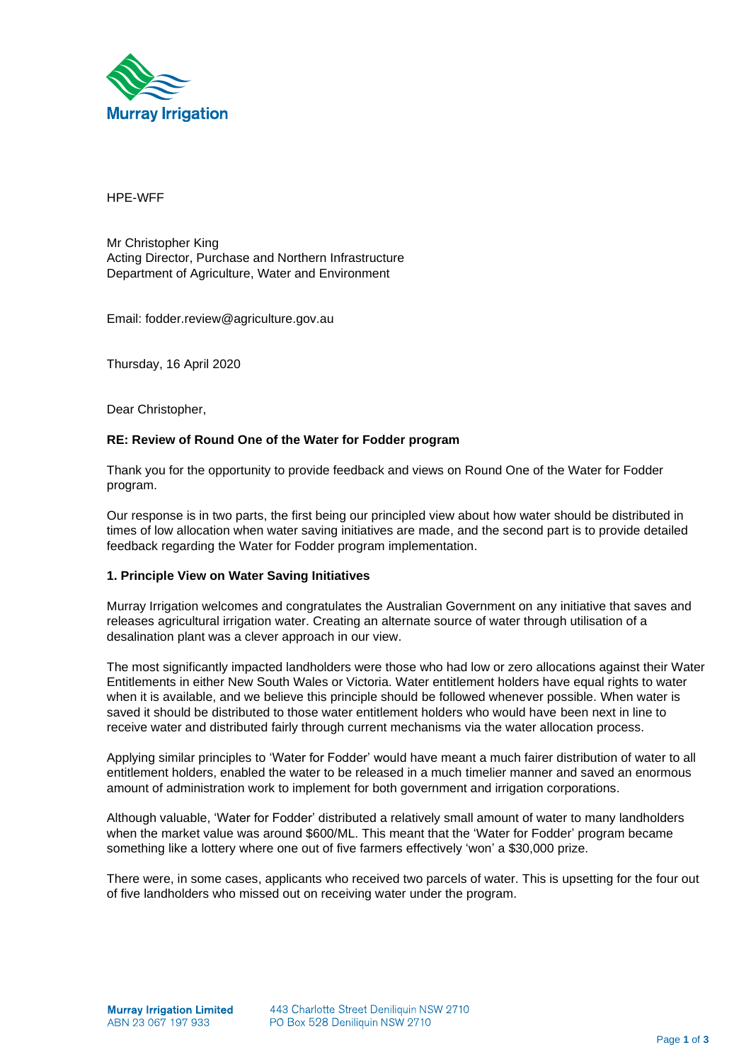Murray Irrigation

HPE-WFF

Mr Christopher King
Acting Director, Purchase and Northern Infrastructure
Department of Agriculture, Water and Environment

Email: fodder.review@agriculture.gov.au

Thursday, 16 April 2020

Dear Christopher,

**RE: Review of Round One of the Water for Fodder program**

Thank you for the opportunity to provide feedback and views on Round One of the Water for Fodder program.

Our response is in two parts, the first being our principled view about how water should be distributed in times of low allocation when water saving initiatives are made, and the second part is to provide detailed feedback regarding the Water for Fodder program implementation.

**1. Principle View on Water Saving Initiatives**

Murray Irrigation welcomes and congratulates the Australian Government on any initiative that saves and releases agricultural irrigation water. Creating an alternate source of water through utilisation of a desalination plant was a clever approach in our view.

The most significantly impacted landholders were those who had low or zero allocations against their Water Entitlements in either New South Wales or Victoria. Water entitlement holders have equal rights to water when it is available, and we believe this principle should be followed whenever possible. When water is saved it should be distributed to those water entitlement holders who would have been next in line to receive water and distributed fairly through current mechanisms via the water allocation process.

Applying similar principles to 'Water for Fodder' would have meant a much fairer distribution of water to all entitlement holders, enabled the water to be released in a much timelier manner and saved an enormous amount of administration work to implement for both government and irrigation corporations.

Although valuable, 'Water for Fodder' distributed a relatively small amount of water to many landholders when the market value was around $600/ML. This meant that the 'Water for Fodder' program became something like a lottery where one out of five farmers effectively 'won' a $30,000 prize.

There were, in some cases, applicants who received two parcels of water. This is upsetting for the four out of five landholders who missed out on receiving water under the program.

**Murray Irrigation Limited**
ABN 23 067 197 933

443 Charlotte Street Deniliquin NSW 2710
PO Box 528 Deniliquin NSW 2710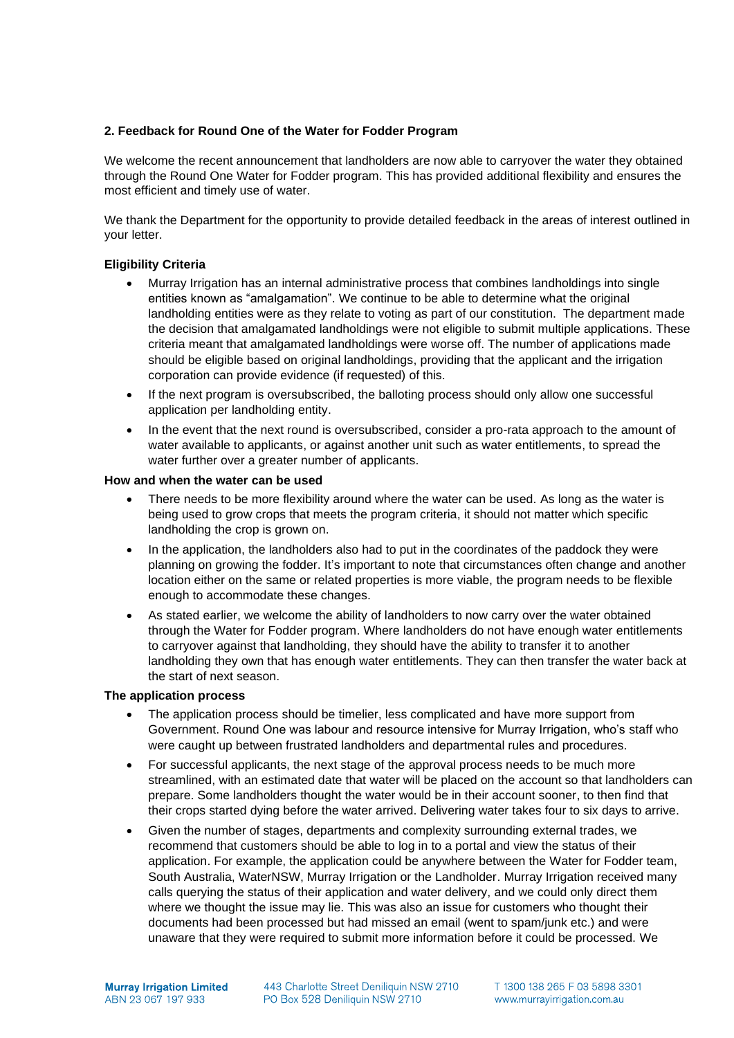### 2. Feedback for Round One of the Water for Fodder Program

We welcome the recent announcement that landholders are now able to carryover the water they obtained through the Round One Water for Fodder program. This has provided additional flexibility and ensures the most efficient and timely use of water.

We thank the Department for the opportunity to provide detailed feedback in the areas of interest outlined in your letter.

**Eligibility Criteria**

- Murray Irrigation has an internal administrative process that combines landholdings into single entities known as "amalgamation". We continue to be able to determine what the original landholding entities were as they relate to voting as part of our constitution. The department made the decision that amalgamated landholdings were not eligible to submit multiple applications. These criteria meant that amalgamated landholdings were worse off. The number of applications made should be eligible based on original landholdings, providing that the applicant and the irrigation corporation can provide evidence (if requested) of this.
- If the next program is oversubscribed, the balloting process should only allow one successful application per landholding entity.
- In the event that the next round is oversubscribed, consider a pro-rata approach to the amount of water available to applicants, or against another unit such as water entitlements, to spread the water further over a greater number of applicants.

**How and when the water can be used**

- There needs to be more flexibility around where the water can be used. As long as the water is being used to grow crops that meets the program criteria, it should not matter which specific landholding the crop is grown on.
- In the application, the landholders also had to put in the coordinates of the paddock they were planning on growing the fodder. It's important to note that circumstances often change and another location either on the same or related properties is more viable, the program needs to be flexible enough to accommodate these changes.
- As stated earlier, we welcome the ability of landholders to now carry over the water obtained through the Water for Fodder program. Where landholders do not have enough water entitlements to carryover against that landholding, they should have the ability to transfer it to another landholding they own that has enough water entitlements. They can then transfer the water back at the start of next season.

**The application process**

- The application process should be timelier, less complicated and have more support from Government. Round One was labour and resource intensive for Murray Irrigation, who's staff who were caught up between frustrated landholders and departmental rules and procedures.
- For successful applicants, the next stage of the approval process needs to be much more streamlined, with an estimated date that water will be placed on the account so that landholders can prepare. Some landholders thought the water would be in their account sooner, to then find that their crops started dying before the water arrived. Delivering water takes four to six days to arrive.
- Given the number of stages, departments and complexity surrounding external trades, we recommend that customers should be able to log in to a portal and view the status of their application. For example, the application could be anywhere between the Water for Fodder team, South Australia, WaterNSW, Murray Irrigation or the Landholder. Murray Irrigation received many calls querying the status of their application and water delivery, and we could only direct them where we thought the issue may lie. This was also an issue for customers who thought their documents had been processed but had missed an email (went to spam/junk etc.) and were unaware that they were required to submit more information before it could be processed. We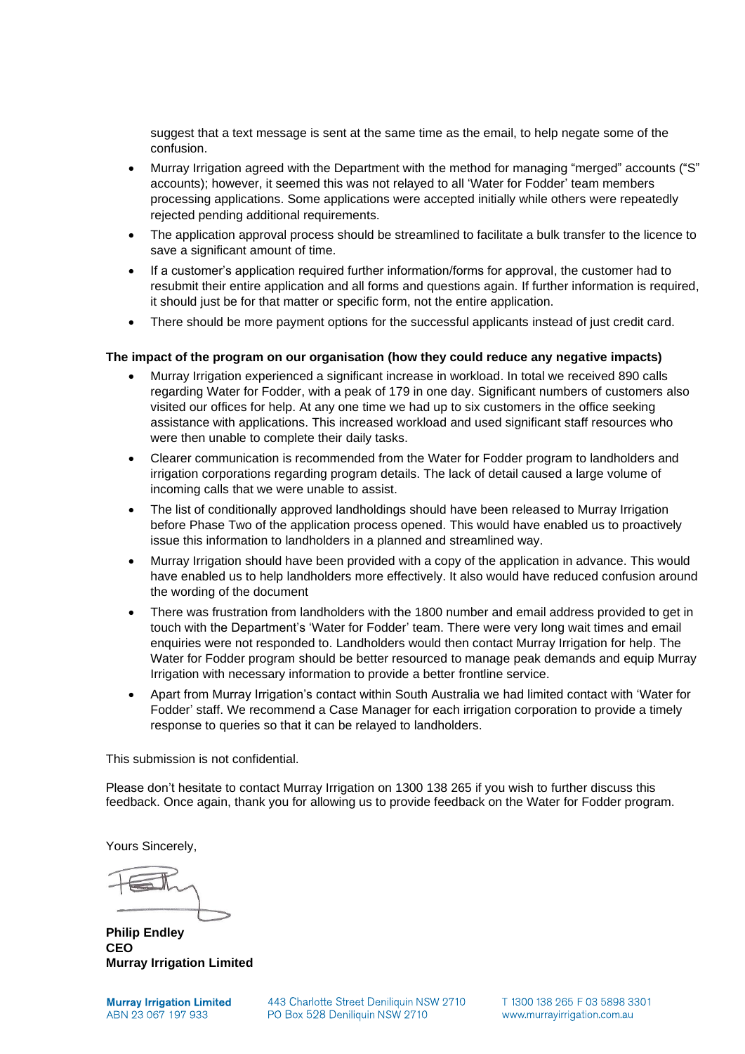suggest that a text message is sent at the same time as the email, to help negate some of the confusion.

- Murray Irrigation agreed with the Department with the method for managing "merged" accounts ("S" accounts); however, it seemed this was not relayed to all 'Water for Fodder' team members processing applications. Some applications were accepted initially while others were repeatedly rejected pending additional requirements.
- The application approval process should be streamlined to facilitate a bulk transfer to the licence to save a significant amount of time.
- If a customer's application required further information/forms for approval, the customer had to resubmit their entire application and all forms and questions again. If further information is required, it should just be for that matter or specific form, not the entire application.
- There should be more payment options for the successful applicants instead of just credit card.

**The impact of the program on our organisation (how they could reduce any negative impacts)**

- Murray Irrigation experienced a significant increase in workload. In total we received 890 calls regarding Water for Fodder, with a peak of 179 in one day. Significant numbers of customers also visited our offices for help. At any one time we had up to six customers in the office seeking assistance with applications. This increased workload and used significant staff resources who were then unable to complete their daily tasks.
- Clearer communication is recommended from the Water for Fodder program to landholders and irrigation corporations regarding program details. The lack of detail caused a large volume of incoming calls that we were unable to assist.
- The list of conditionally approved landholdings should have been released to Murray Irrigation before Phase Two of the application process opened. This would have enabled us to proactively issue this information to landholders in a planned and streamlined way.
- Murray Irrigation should have been provided with a copy of the application in advance. This would have enabled us to help landholders more effectively. It also would have reduced confusion around the wording of the document
- There was frustration from landholders with the 1800 number and email address provided to get in touch with the Department's 'Water for Fodder' team. There were very long wait times and email enquiries were not responded to. Landholders would then contact Murray Irrigation for help. The Water for Fodder program should be better resourced to manage peak demands and equip Murray Irrigation with necessary information to provide a better frontline service.
- Apart from Murray Irrigation's contact within South Australia we had limited contact with 'Water for Fodder' staff. We recommend a Case Manager for each irrigation corporation to provide a timely response to queries so that it can be relayed to landholders.

This submission is not confidential.

Please don't hesitate to contact Murray Irrigation on 1300 138 265 if you wish to further discuss this feedback. Once again, thank you for allowing us to provide feedback on the Water for Fodder program.

Yours Sincerely,

**Philip Endley**
**CEO**
**Murray Irrigation Limited**

**Murray Irrigation Limited**
ABN 23 067 197 933

443 Charlotte Street Deniliquin NSW 2710
PO Box 528 Deniliquin NSW 2710

T 1300 138 265 F 03 5898 3301
www.murrayirrigation.com.au